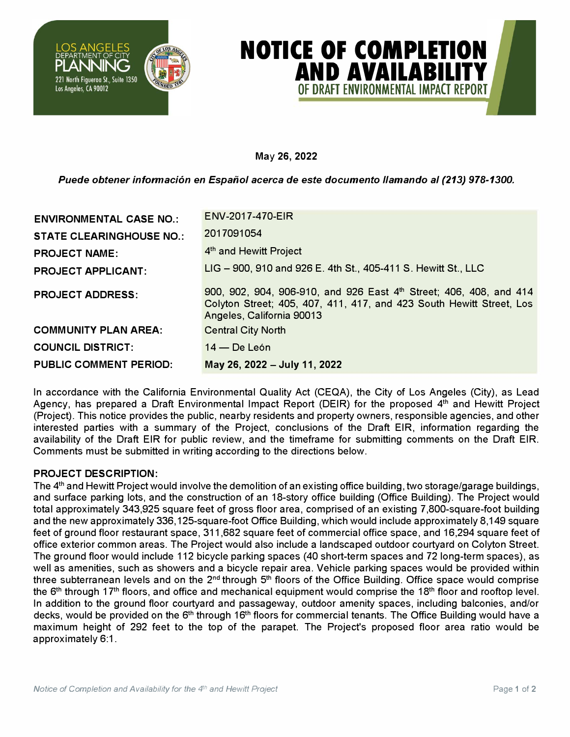LOS ANGELES DEPARTMENT OF CITY PLANNING
221 North Figueroa St., Suite 1350
Los Angeles, CA 90012

# NOTICE OF COMPLETION AND AVAILABILITY

## OF DRAFT ENVIRONMENTAL IMPACT REPORT

**May 26, 2022**

***Puede obtener información en Español acerca de este documento llamando al (213) 978-1300.***

| | |
|---|---|
| **ENVIRONMENTAL CASE NO.:** | ENV-2017-470-EIR |
| **STATE CLEARINGHOUSE NO.:** | 2017091054 |
| **PROJECT NAME:** | 4th and Hewitt Project |
| **PROJECT APPLICANT:** | LIG – 900, 910 and 926 E. 4th St., 405-411 S. Hewitt St., LLC |
| **PROJECT ADDRESS:** | 900, 902, 904, 906-910, and 926 East 4th Street; 406, 408, and 414 Colyton Street; 405, 407, 411, 417, and 423 South Hewitt Street, Los Angeles, California 90013 |
| **COMMUNITY PLAN AREA:** | Central City North |
| **COUNCIL DISTRICT:** | 14 — De León |
| **PUBLIC COMMENT PERIOD:** | **May 26, 2022 – July 11, 2022** |

In accordance with the California Environmental Quality Act (CEQA), the City of Los Angeles (City), as Lead Agency, has prepared a Draft Environmental Impact Report (DEIR) for the proposed 4th and Hewitt Project (Project). This notice provides the public, nearby residents and property owners, responsible agencies, and other interested parties with a summary of the Project, conclusions of the Draft EIR, information regarding the availability of the Draft EIR for public review, and the timeframe for submitting comments on the Draft EIR. Comments must be submitted in writing according to the directions below.

**PROJECT DESCRIPTION:**

The 4th and Hewitt Project would involve the demolition of an existing office building, two storage/garage buildings, and surface parking lots, and the construction of an 18-story office building (Office Building). The Project would total approximately 343,925 square feet of gross floor area, comprised of an existing 7,800-square-foot building and the new approximately 336,125-square-foot Office Building, which would include approximately 8,149 square feet of ground floor restaurant space, 311,682 square feet of commercial office space, and 16,294 square feet of office exterior common areas. The Project would also include a landscaped outdoor courtyard on Colyton Street. The ground floor would include 112 bicycle parking spaces (40 short-term spaces and 72 long-term spaces), as well as amenities, such as showers and a bicycle repair area. Vehicle parking spaces would be provided within three subterranean levels and on the 2nd through 5th floors of the Office Building. Office space would comprise the 6th through 17th floors, and office and mechanical equipment would comprise the 18th floor and rooftop level. In addition to the ground floor courtyard and passageway, outdoor amenity spaces, including balconies, and/or decks, would be provided on the 6th through 16th floors for commercial tenants. The Office Building would have a maximum height of 292 feet to the top of the parapet. The Project's proposed floor area ratio would be approximately 6:1.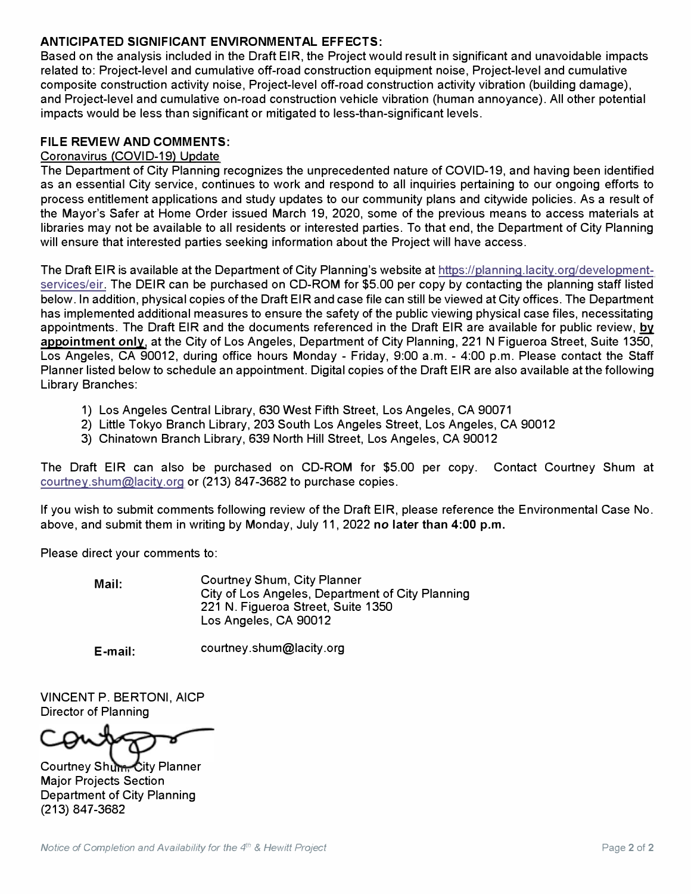**ANTICIPATED SIGNIFICANT ENVIRONMENTAL EFFECTS:**
Based on the analysis included in the Draft EIR, the Project would result in significant and unavoidable impacts related to: Project-level and cumulative off-road construction equipment noise, Project-level and cumulative composite construction activity noise, Project-level off-road construction activity vibration (building damage), and Project-level and cumulative on-road construction vehicle vibration (human annoyance). All other potential impacts would be less than significant or mitigated to less-than-significant levels.

**FILE REVIEW AND COMMENTS:**
Coronavirus (COVID-19) Update
The Department of City Planning recognizes the unprecedented nature of COVID-19, and having been identified as an essential City service, continues to work and respond to all inquiries pertaining to our ongoing efforts to process entitlement applications and study updates to our community plans and citywide policies. As a result of the Mayor's Safer at Home Order issued March 19, 2020, some of the previous means to access materials at libraries may not be available to all residents or interested parties. To that end, the Department of City Planning will ensure that interested parties seeking information about the Project will have access.

The Draft EIR is available at the Department of City Planning's website at https://planning.lacity.org/development-services/eir. The DEIR can be purchased on CD-ROM for $5.00 per copy by contacting the planning staff listed below. In addition, physical copies of the Draft EIR and case file can still be viewed at City offices. The Department has implemented additional measures to ensure the safety of the public viewing physical case files, necessitating appointments. The Draft EIR and the documents referenced in the Draft EIR are available for public review, **by appointment only**, at the City of Los Angeles, Department of City Planning, 221 N Figueroa Street, Suite 1350, Los Angeles, CA 90012, during office hours Monday - Friday, 9:00 a.m. - 4:00 p.m. Please contact the Staff Planner listed below to schedule an appointment. Digital copies of the Draft EIR are also available at the following Library Branches:

1) Los Angeles Central Library, 630 West Fifth Street, Los Angeles, CA 90071
2) Little Tokyo Branch Library, 203 South Los Angeles Street, Los Angeles, CA 90012
3) Chinatown Branch Library, 639 North Hill Street, Los Angeles, CA 90012

The Draft EIR can also be purchased on CD-ROM for $5.00 per copy. Contact Courtney Shum at courtney.shum@lacity.org or (213) 847-3682 to purchase copies.

If you wish to submit comments following review of the Draft EIR, please reference the Environmental Case No. above, and submit them in writing by Monday, July 11, 2022 **no later than 4:00 p.m.**

Please direct your comments to:

**Mail:**
Courtney Shum, City Planner
City of Los Angeles, Department of City Planning
221 N. Figueroa Street, Suite 1350
Los Angeles, CA 90012

**E-mail:** courtney.shum@lacity.org

VINCENT P. BERTONI, AICP
Director of Planning

Courtney Shum, City Planner
Major Projects Section
Department of City Planning
(213) 847-3682